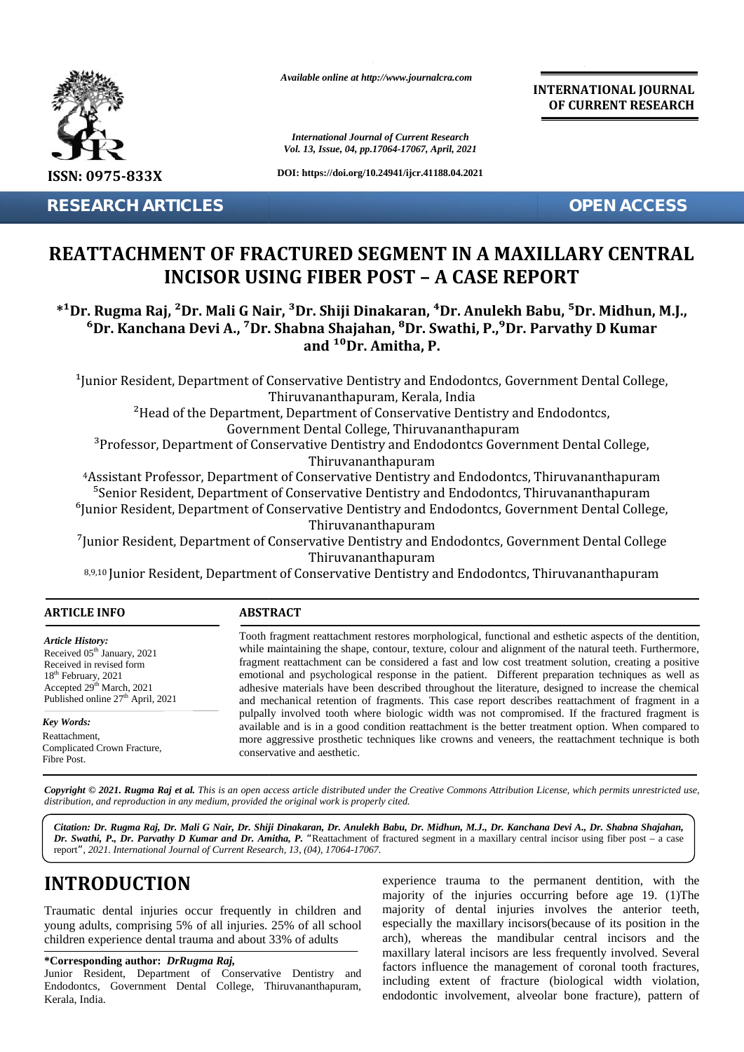Available online at http://www.journalcra.com

International Journal of Current Research
Vol. 13, Issue, 04, pp.17064-17067, April, 2021

DOI: https://doi.org/10.24941/ijcr.41188.04.2021

ISSN: 0975-833X

INTERNATIONAL JOURNAL OF CURRENT RESEARCH

RESEARCH ARTICLES

OPEN ACCESS

# REATTACHMENT OF FRACTURED SEGMENT IN A MAXILLARY CENTRAL INCISOR USING FIBER POST – A CASE REPORT

**\*[1]Dr. Rugma Raj, [2]Dr. Mali G Nair, [3]Dr. Shiji Dinakaran, [4]Dr. Anulekh Babu, [5]Dr. Midhun, M.J., [6]Dr. Kanchana Devi A., [7]Dr. Shabna Shajahan, [8]Dr. Swathi, P.,[9]Dr. Parvathy D Kumar and [10]Dr. Amitha, P.**

[1]Junior Resident, Department of Conservative Dentistry and Endodontcs, Government Dental College, Thiruvananthapuram, Kerala, India

[2]Head of the Department, Department of Conservative Dentistry and Endodontcs, Government Dental College, Thiruvananthapuram

[3]Professor, Department of Conservative Dentistry and Endodontcs Government Dental College, Thiruvananthapuram

[4]Assistant Professor, Department of Conservative Dentistry and Endodontcs, Thiruvananthapuram

[5]Senior Resident, Department of Conservative Dentistry and Endodontcs, Thiruvananthapuram

[6]Junior Resident, Department of Conservative Dentistry and Endodontcs, Government Dental College, Thiruvananthapuram

[7]Junior Resident, Department of Conservative Dentistry and Endodontcs, Government Dental College Thiruvananthapuram

[8,9,10]Junior Resident, Department of Conservative Dentistry and Endodontcs, Thiruvananthapuram

## ARTICLE INFO

*Article History:*
Received 05th January, 2021
Received in revised form 18th February, 2021
Accepted 29th March, 2021
Published online 27th April, 2021

*Key Words:*
Reattachment,
Complicated Crown Fracture,
Fibre Post.

## ABSTRACT

Tooth fragment reattachment restores morphological, functional and esthetic aspects of the dentition, while maintaining the shape, contour, texture, colour and alignment of the natural teeth. Furthermore, fragment reattachment can be considered a fast and low cost treatment solution, creating a positive emotional and psychological response in the patient. Different preparation techniques as well as adhesive materials have been described throughout the literature, designed to increase the chemical and mechanical retention of fragments. This case report describes reattachment of fragment in a pulpally involved tooth where biologic width was not compromised. If the fractured fragment is available and is in a good condition reattachment is the better treatment option. When compared to more aggressive prosthetic techniques like crowns and veneers, the reattachment technique is both conservative and aesthetic.

*Copyright © 2021. Rugma Raj et al. This is an open access article distributed under the Creative Commons Attribution License, which permits unrestricted use, distribution, and reproduction in any medium, provided the original work is properly cited.*

***Citation: Dr. Rugma Raj, Dr. Mali G Nair, Dr. Shiji Dinakaran, Dr. Anulekh Babu, Dr. Midhun, M.J., Dr. Kanchana Devi A., Dr. Shabna Shajahan, Dr. Swathi, P., Dr. Parvathy D Kumar and Dr. Amitha, P.*** "Reattachment of fractured segment in a maxillary central incisor using fiber post – a case report", *2021. International Journal of Current Research, 13, (04), 17064-17067.*

# INTRODUCTION

Traumatic dental injuries occur frequently in children and young adults, comprising 5% of all injuries. 25% of all school children experience dental trauma and about 33% of adults experience trauma to the permanent dentition, with the majority of the injuries occurring before age 19. (1)The majority of dental injuries involves the anterior teeth, especially the maxillary incisors(because of its position in the arch), whereas the mandibular central incisors and the maxillary lateral incisors are less frequently involved. Several factors influence the management of coronal tooth fractures, including extent of fracture (biological width violation, endodontic involvement, alveolar bone fracture), pattern of

**\*Corresponding author: *DrRugma Raj,***
Junior Resident, Department of Conservative Dentistry and Endodontcs, Government Dental College, Thiruvananthapuram, Kerala, India.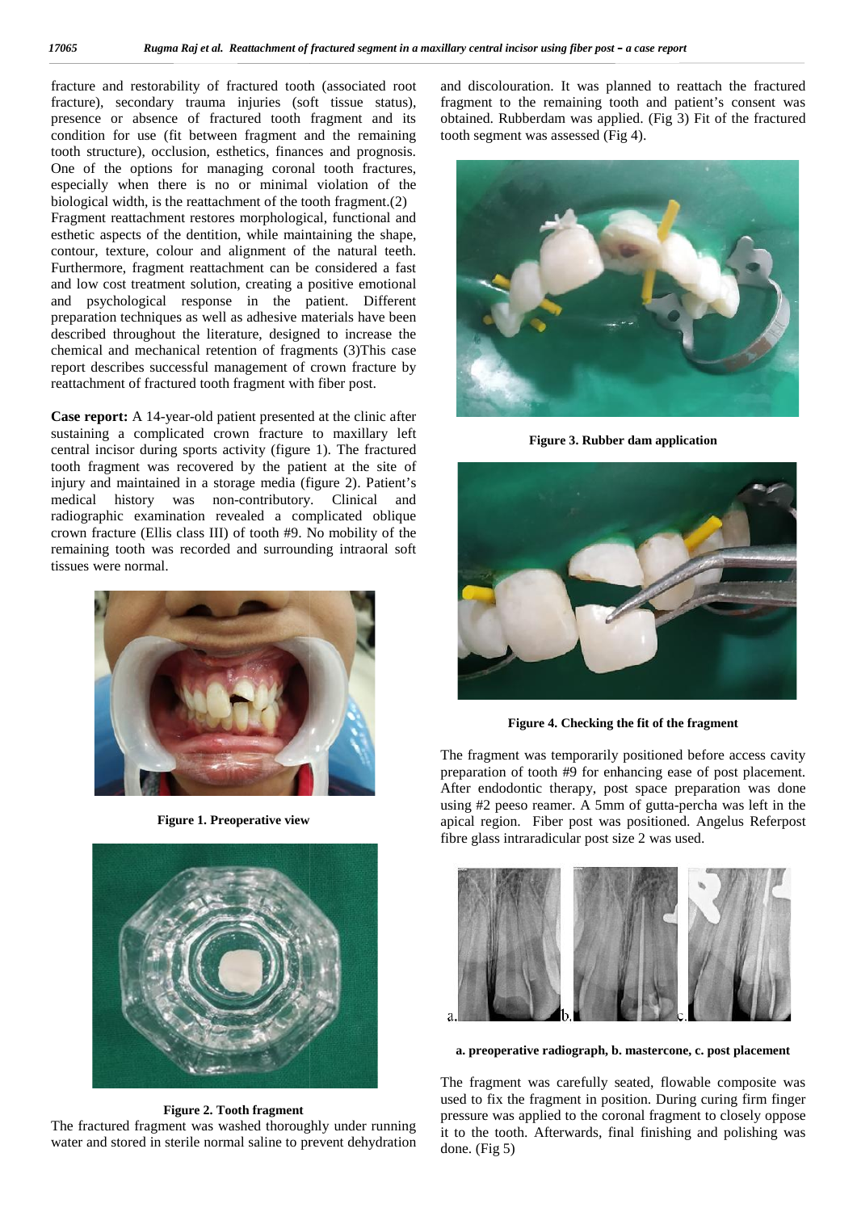fracture and restorability of fractured tooth (associated root fracture), secondary trauma injuries (soft tissue status), presence or absence of fractured tooth fragment and its condition for use (fit between fragment and the remaining tooth structure), occlusion, esthetics, finances and prognosis. One of the options for managing coronal tooth fractures, especially when there is no or minimal violation of the biological width, is the reattachment of the tooth fragment.(2) Fragment reattachment restores morphological, functional and esthetic aspects of the dentition, while maintaining the shape, contour, texture, colour and alignment of the natural teeth. Furthermore, fragment reattachment can be considered a fast and low cost treatment solution, creating a positive emotional and psychological response in the patient. Different preparation techniques as well as adhesive materials have been described throughout the literature, designed to increase the chemical and mechanical retention of fragments (3)This case report describes successful management of crown fracture by reattachment of fractured tooth fragment with fiber post.

**Case report:** A 14-year-old patient presented at the clinic after sustaining a complicated crown fracture to maxillary left central incisor during sports activity (figure 1). The fractured tooth fragment was recovered by the patient at the site of injury and maintained in a storage media (figure 2). Patient's medical history was non-contributory. Clinical and radiographic examination revealed a complicated oblique crown fracture (Ellis class III) of tooth #9. No mobility of the remaining tooth was recorded and surrounding intraoral soft tissues were normal.

**Figure 1. Preoperative view**

**Figure 2. Tooth fragment**

The fractured fragment was washed thoroughly under running water and stored in sterile normal saline to prevent dehydration and discolouration. It was planned to reattach the fractured fragment to the remaining tooth and patient's consent was obtained. Rubberdam was applied. (Fig 3) Fit of the fractured tooth segment was assessed (Fig 4).

**Figure 3. Rubber dam application**

**Figure 4. Checking the fit of the fragment**

The fragment was temporarily positioned before access cavity preparation of tooth #9 for enhancing ease of post placement. After endodontic therapy, post space preparation was done using #2 peeso reamer. A 5mm of gutta-percha was left in the apical region. Fiber post was positioned. Angelus Referpost fibre glass intraradicular post size 2 was used.

**a. preoperative radiograph, b. mastercone, c. post placement**

The fragment was carefully seated, flowable composite was used to fix the fragment in position. During curing firm finger pressure was applied to the coronal fragment to closely oppose it to the tooth. Afterwards, final finishing and polishing was done. (Fig 5)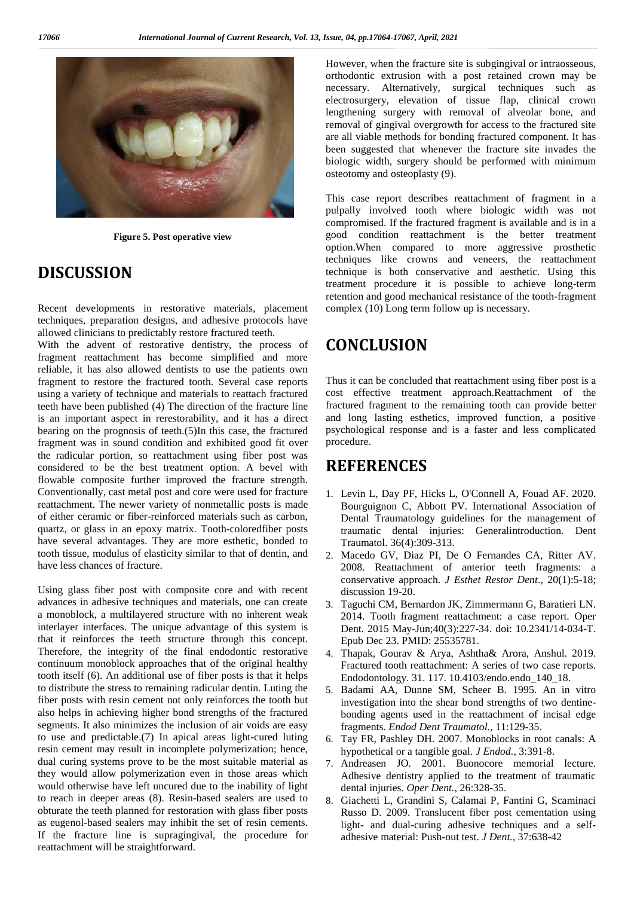Figure 5. Post operative view

## DISCUSSION

Recent developments in restorative materials, placement techniques, preparation designs, and adhesive protocols have allowed clinicians to predictably restore fractured teeth.

With the advent of restorative dentistry, the process of fragment reattachment has become simplified and more reliable, it has also allowed dentists to use the patients own fragment to restore the fractured tooth. Several case reports using a variety of technique and materials to reattach fractured teeth have been published (4) The direction of the fracture line is an important aspect in rerestorability, and it has a direct bearing on the prognosis of teeth.(5)In this case, the fractured fragment was in sound condition and exhibited good fit over the radicular portion, so reattachment using fiber post was considered to be the best treatment option. A bevel with flowable composite further improved the fracture strength. Conventionally, cast metal post and core were used for fracture reattachment. The newer variety of nonmetallic posts is made of either ceramic or fiber-reinforced materials such as carbon, quartz, or glass in an epoxy matrix. Tooth-coloredfiber posts have several advantages. They are more esthetic, bonded to tooth tissue, modulus of elasticity similar to that of dentin, and have less chances of fracture.

Using glass fiber post with composite core and with recent advances in adhesive techniques and materials, one can create a monoblock, a multilayered structure with no inherent weak interlayer interfaces. The unique advantage of this system is that it reinforces the teeth structure through this concept. Therefore, the integrity of the final endodontic restorative continuum monoblock approaches that of the original healthy tooth itself (6). An additional use of fiber posts is that it helps to distribute the stress to remaining radicular dentin. Luting the fiber posts with resin cement not only reinforces the tooth but also helps in achieving higher bond strengths of the fractured segments. It also minimizes the inclusion of air voids are easy to use and predictable.(7) In apical areas light-cured luting resin cement may result in incomplete polymerization; hence, dual curing systems prove to be the most suitable material as they would allow polymerization even in those areas which would otherwise have left uncured due to the inability of light to reach in deeper areas (8). Resin-based sealers are used to obturate the teeth planned for restoration with glass fiber posts as eugenol-based sealers may inhibit the set of resin cements. If the fracture line is supragingival, the procedure for reattachment will be straightforward.

However, when the fracture site is subgingival or intraosseous, orthodontic extrusion with a post retained crown may be necessary. Alternatively, surgical techniques such as electrosurgery, elevation of tissue flap, clinical crown lengthening surgery with removal of alveolar bone, and removal of gingival overgrowth for access to the fractured site are all viable methods for bonding fractured component. It has been suggested that whenever the fracture site invades the biologic width, surgery should be performed with minimum osteotomy and osteoplasty (9).

This case report describes reattachment of fragment in a pulpally involved tooth where biologic width was not compromised. If the fractured fragment is available and is in a good condition reattachment is the better treatment option.When compared to more aggressive prosthetic techniques like crowns and veneers, the reattachment technique is both conservative and aesthetic. Using this treatment procedure it is possible to achieve long-term retention and good mechanical resistance of the tooth-fragment complex (10) Long term follow up is necessary.

## CONCLUSION

Thus it can be concluded that reattachment using fiber post is a cost effective treatment approach.Reattachment of the fractured fragment to the remaining tooth can provide better and long lasting esthetics, improved function, a positive psychological response and is a faster and less complicated procedure.

## REFERENCES

1. Levin L, Day PF, Hicks L, O'Connell A, Fouad AF. 2020. Bourguignon C, Abbott PV. International Association of Dental Traumatology guidelines for the management of traumatic dental injuries: Generalintroduction. Dent Traumatol. 36(4):309-313.
2. Macedo GV, Diaz PI, De O Fernandes CA, Ritter AV. 2008. Reattachment of anterior teeth fragments: a conservative approach. *J Esthet Restor Dent*., 20(1):5-18; discussion 19-20.
3. Taguchi CM, Bernardon JK, Zimmermann G, Baratieri LN. 2014. Tooth fragment reattachment: a case report. Oper Dent. 2015 May-Jun;40(3):227-34. doi: 10.2341/14-034-T. Epub Dec 23. PMID: 25535781.
4. Thapak, Gourav & Arya, Ashtha& Arora, Anshul. 2019. Fractured tooth reattachment: A series of two case reports. Endodontology. 31. 117. 10.4103/endo.endo_140_18.
5. Badami AA, Dunne SM, Scheer B. 1995. An in vitro investigation into the shear bond strengths of two dentine-bonding agents used in the reattachment of incisal edge fragments. *Endod Dent Traumatol.*, 11:129-35.
6. Tay FR, Pashley DH. 2007. Monoblocks in root canals: A hypothetical or a tangible goal. *J Endod.*, 3:391-8.
7. Andreasen JO. 2001. Buonocore memorial lecture. Adhesive dentistry applied to the treatment of traumatic dental injuries. *Oper Dent.*, 26:328-35.
8. Giachetti L, Grandini S, Calamai P, Fantini G, Scaminaci Russo D. 2009. Translucent fiber post cementation using light- and dual-curing adhesive techniques and a self-adhesive material: Push-out test. *J Dent.*, 37:638-42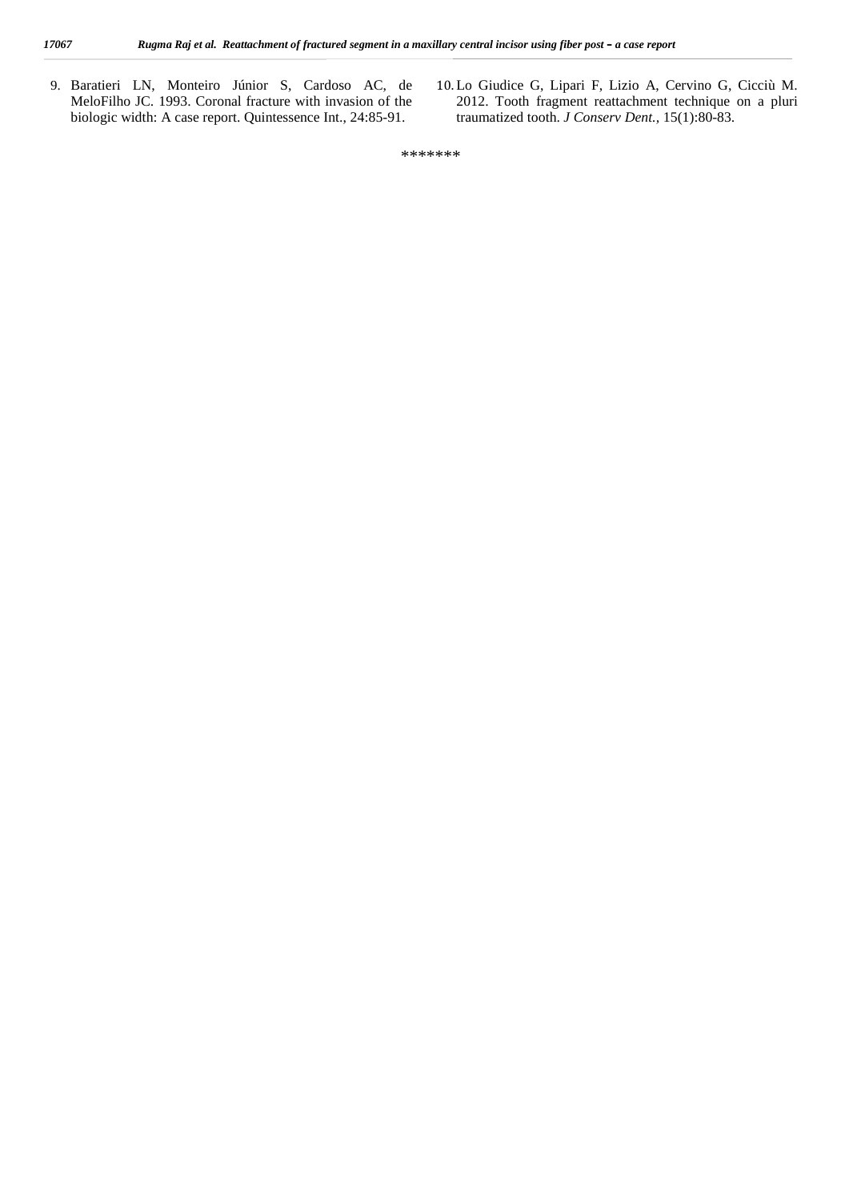9. Baratieri LN, Monteiro Júnior S, Cardoso AC, de MeloFilho JC. 1993. Coronal fracture with invasion of the biologic width: A case report. Quintessence Int., 24:85-91.
10. Lo Giudice G, Lipari F, Lizio A, Cervino G, Cicciù M. 2012. Tooth fragment reattachment technique on a pluri traumatized tooth. *J Conserv Dent.,* 15(1):80-83.

*******